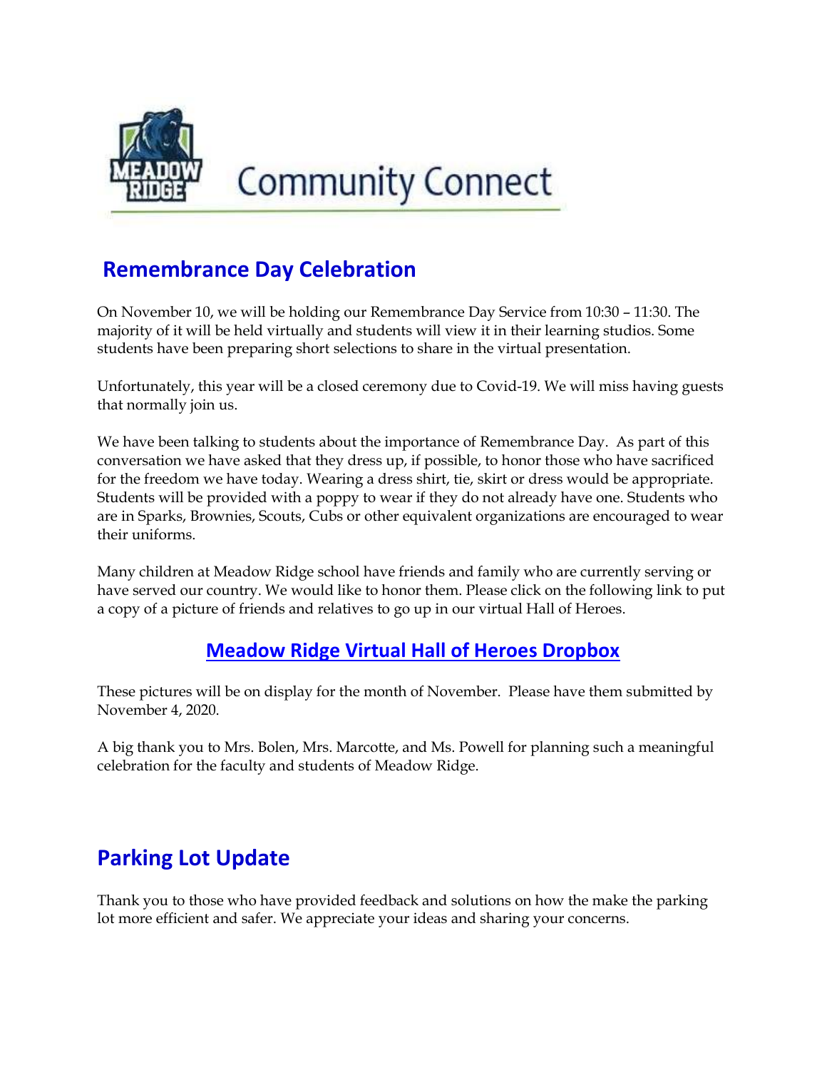# Community Connect

## Remembrance Day Celebration

On November 10, we will be holding our Remembrance Day Service from 10:30 – 11:30. The majority of it will be held virtually and students will view it in their learning studios. Some students have been preparing short selections to share in the virtual presentation.

Unfortunately, this year will be a closed ceremony due to Covid-19. We will miss having guests that normally join us.

We have been talking to students about the importance of Remembrance Day. As part of this conversation we have asked that they dress up, if possible, to honor those who have sacrificed for the freedom we have today. Wearing a dress shirt, tie, skirt or dress would be appropriate. Students will be provided with a poppy to wear if they do not already have one. Students who are in Sparks, Brownies, Scouts, Cubs or other equivalent organizations are encouraged to wear their uniforms.

Many children at Meadow Ridge school have friends and family who are currently serving or have served our country. We would like to honor them. Please click on the following link to put a copy of a picture of friends and relatives to go up in our virtual Hall of Heroes.

**Meadow Ridge Virtual Hall of Heroes Dropbox**

These pictures will be on display for the month of November. Please have them submitted by November 4, 2020.

A big thank you to Mrs. Bolen, Mrs. Marcotte, and Ms. Powell for planning such a meaningful celebration for the faculty and students of Meadow Ridge.

## Parking Lot Update

Thank you to those who have provided feedback and solutions on how the make the parking lot more efficient and safer. We appreciate your ideas and sharing your concerns.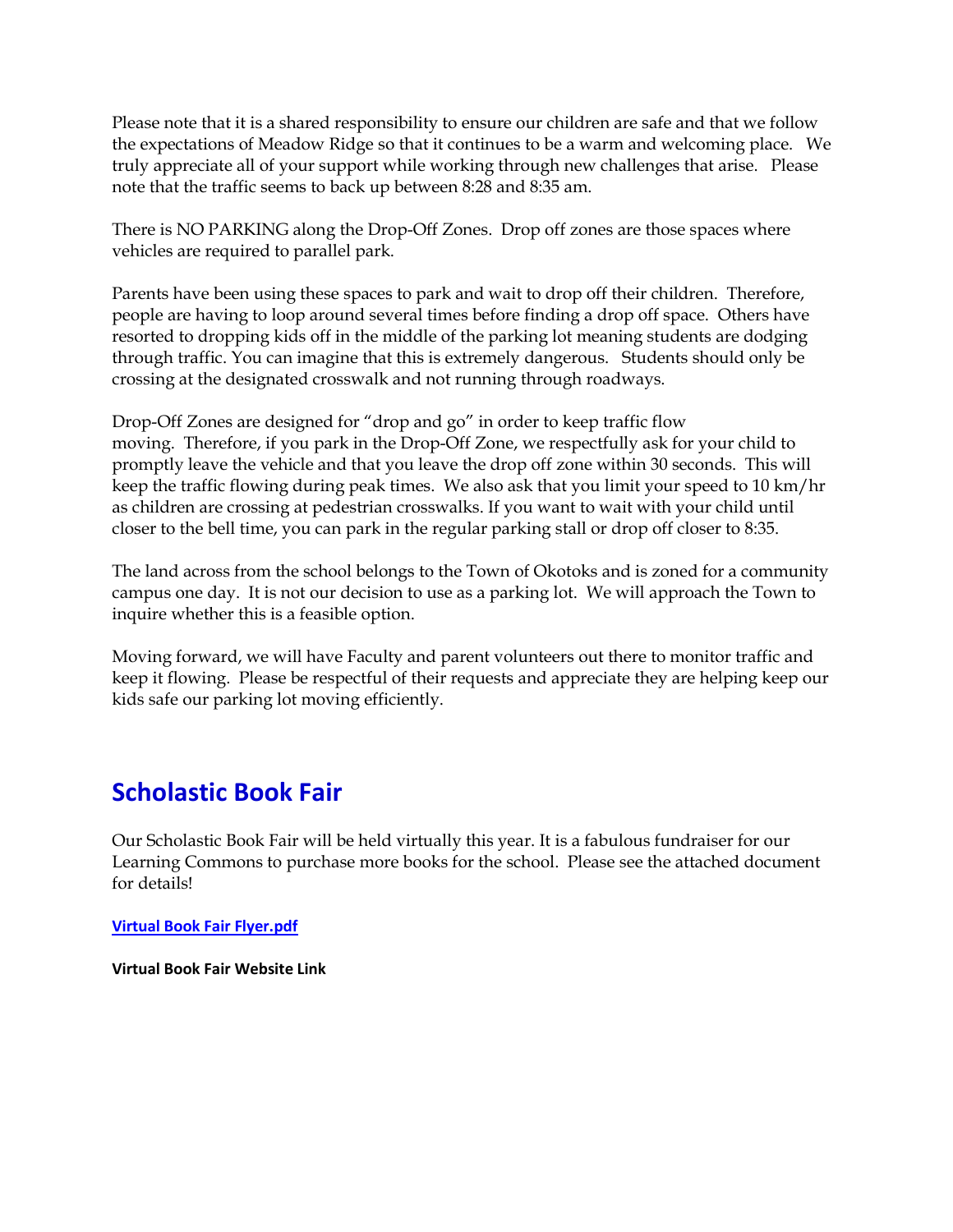Please note that it is a shared responsibility to ensure our children are safe and that we follow the expectations of Meadow Ridge so that it continues to be a warm and welcoming place. We truly appreciate all of your support while working through new challenges that arise. Please note that the traffic seems to back up between 8:28 and 8:35 am.

There is NO PARKING along the Drop-Off Zones. Drop off zones are those spaces where vehicles are required to parallel park.

Parents have been using these spaces to park and wait to drop off their children. Therefore, people are having to loop around several times before finding a drop off space. Others have resorted to dropping kids off in the middle of the parking lot meaning students are dodging through traffic. You can imagine that this is extremely dangerous. Students should only be crossing at the designated crosswalk and not running through roadways.

Drop-Off Zones are designed for "drop and go" in order to keep traffic flow moving. Therefore, if you park in the Drop-Off Zone, we respectfully ask for your child to promptly leave the vehicle and that you leave the drop off zone within 30 seconds. This will keep the traffic flowing during peak times. We also ask that you limit your speed to 10 km/hr as children are crossing at pedestrian crosswalks. If you want to wait with your child until closer to the bell time, you can park in the regular parking stall or drop off closer to 8:35.

The land across from the school belongs to the Town of Okotoks and is zoned for a community campus one day. It is not our decision to use as a parking lot. We will approach the Town to inquire whether this is a feasible option.

Moving forward, we will have Faculty and parent volunteers out there to monitor traffic and keep it flowing. Please be respectful of their requests and appreciate they are helping keep our kids safe our parking lot moving efficiently.

## Scholastic Book Fair

Our Scholastic Book Fair will be held virtually this year. It is a fabulous fundraiser for our Learning Commons to purchase more books for the school. Please see the attached document for details!

**Virtual Book Fair Flyer.pdf**

**Virtual Book Fair Website Link**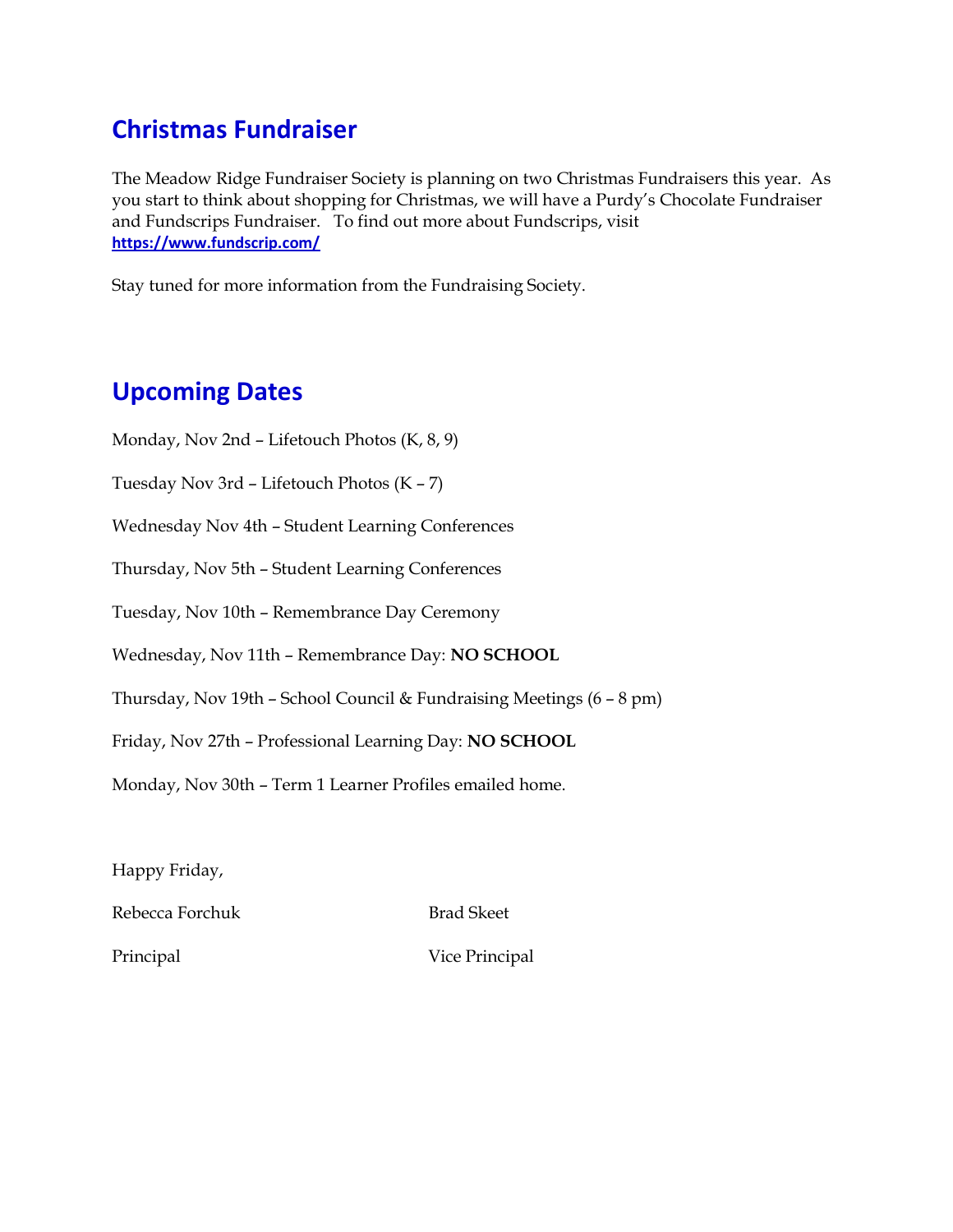## Christmas Fundraiser

The Meadow Ridge Fundraiser Society is planning on two Christmas Fundraisers this year. As you start to think about shopping for Christmas, we will have a Purdy's Chocolate Fundraiser and Fundscrips Fundraiser. To find out more about Fundscrips, visit **https://www.fundscrip.com/**

Stay tuned for more information from the Fundraising Society.

## Upcoming Dates

Monday, Nov 2nd – Lifetouch Photos (K, 8, 9)

Tuesday Nov 3rd – Lifetouch Photos (K – 7)

Wednesday Nov 4th – Student Learning Conferences

Thursday, Nov 5th – Student Learning Conferences

Tuesday, Nov 10th – Remembrance Day Ceremony

Wednesday, Nov 11th – Remembrance Day: **NO SCHOOL**

Thursday, Nov 19th – School Council & Fundraising Meetings (6 – 8 pm)

Friday, Nov 27th – Professional Learning Day: **NO SCHOOL**

Monday, Nov 30th – Term 1 Learner Profiles emailed home.

Happy Friday,

Rebecca Forchuk
Principal

Brad Skeet
Vice Principal